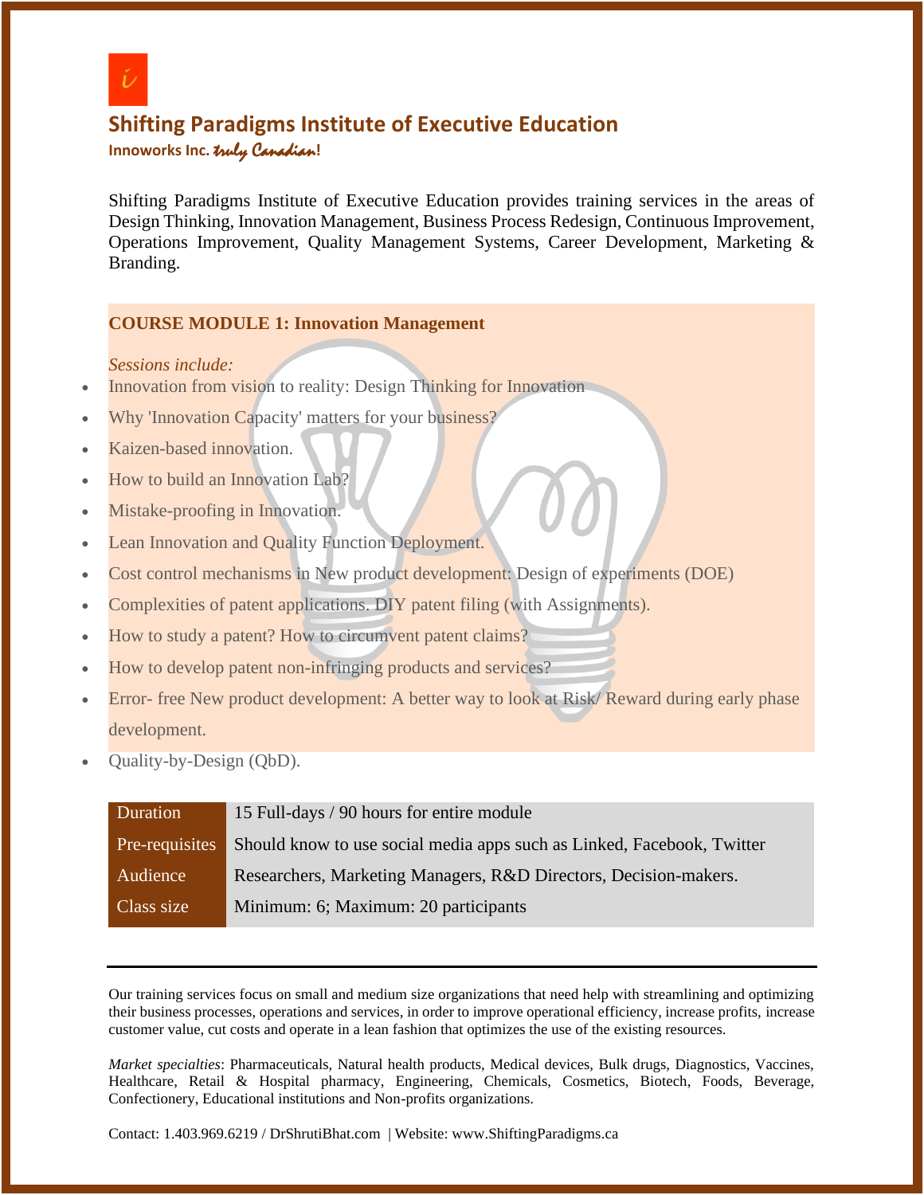# Shifting Paradigms Institute of Executive Education

**Innoworks Inc.** *truly Canadian*!

Shifting Paradigms Institute of Executive Education provides training services in the areas of Design Thinking, Innovation Management, Business Process Redesign, Continuous Improvement, Operations Improvement, Quality Management Systems, Career Development, Marketing & Branding.

## COURSE MODULE 1: Innovation Management

*Sessions include:*

- Innovation from vision to reality: Design Thinking for Innovation
- Why 'Innovation Capacity' matters for your business?
- Kaizen-based innovation.
- How to build an Innovation Lab?
- Mistake-proofing in Innovation.
- Lean Innovation and Quality Function Deployment.
- Cost control mechanisms in New product development: Design of experiments (DOE)
- Complexities of patent applications. DIY patent filing (with Assignments).
- How to study a patent? How to circumvent patent claims?
- How to develop patent non-infringing products and services?
- Error- free New product development: A better way to look at Risk/ Reward during early phase development.
- Quality-by-Design (QbD).

| | |
|---|---|
| Duration | 15 Full-days / 90 hours for entire module |
| Pre-requisites | Should know to use social media apps such as Linked, Facebook, Twitter |
| Audience | Researchers, Marketing Managers, R&D Directors, Decision-makers. |
| Class size | Minimum: 6; Maximum: 20 participants |

---

Our training services focus on small and medium size organizations that need help with streamlining and optimizing their business processes, operations and services, in order to improve operational efficiency, increase profits, increase customer value, cut costs and operate in a lean fashion that optimizes the use of the existing resources.

*Market specialties*: Pharmaceuticals, Natural health products, Medical devices, Bulk drugs, Diagnostics, Vaccines, Healthcare, Retail & Hospital pharmacy, Engineering, Chemicals, Cosmetics, Biotech, Foods, Beverage, Confectionery, Educational institutions and Non-profits organizations.

Contact: 1.403.969.6219 / DrShrutiBhat.com | Website: www.ShiftingParadigms.ca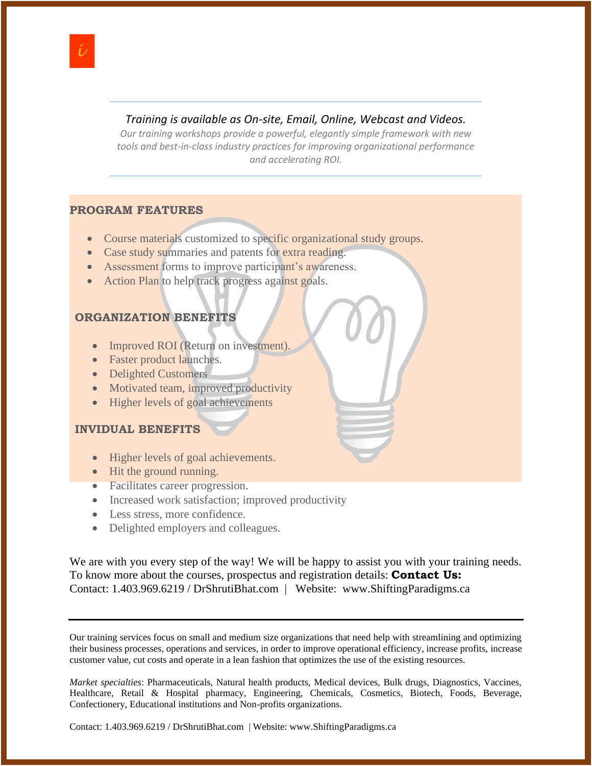*Training is available as On-site, Email, Online, Webcast and Videos.*

*Our training workshops provide a powerful, elegantly simple framework with new tools and best-in-class industry practices for improving organizational performance and accelerating ROI.*

## PROGRAM FEATURES

- Course materials customized to specific organizational study groups.
- Case study summaries and patents for extra reading.
- Assessment forms to improve participant's awareness.
- Action Plan to help track progress against goals.

## ORGANIZATION BENEFITS

- Improved ROI (Return on investment).
- Faster product launches.
- Delighted Customers
- Motivated team, improved productivity
- Higher levels of goal achievements

## INVIDUAL BENEFITS

- Higher levels of goal achievements.
- Hit the ground running.
- Facilitates career progression.
- Increased work satisfaction; improved productivity
- Less stress, more confidence.
- Delighted employers and colleagues.

We are with you every step of the way! We will be happy to assist you with your training needs. To know more about the courses, prospectus and registration details: **Contact Us:**
Contact: 1.403.969.6219 / DrShrutiBhat.com | Website: www.ShiftingParadigms.ca

---

Our training services focus on small and medium size organizations that need help with streamlining and optimizing their business processes, operations and services, in order to improve operational efficiency, increase profits, increase customer value, cut costs and operate in a lean fashion that optimizes the use of the existing resources.

*Market specialties*: Pharmaceuticals, Natural health products, Medical devices, Bulk drugs, Diagnostics, Vaccines, Healthcare, Retail & Hospital pharmacy, Engineering, Chemicals, Cosmetics, Biotech, Foods, Beverage, Confectionery, Educational institutions and Non-profits organizations.

Contact: 1.403.969.6219 / DrShrutiBhat.com | Website: www.ShiftingParadigms.ca